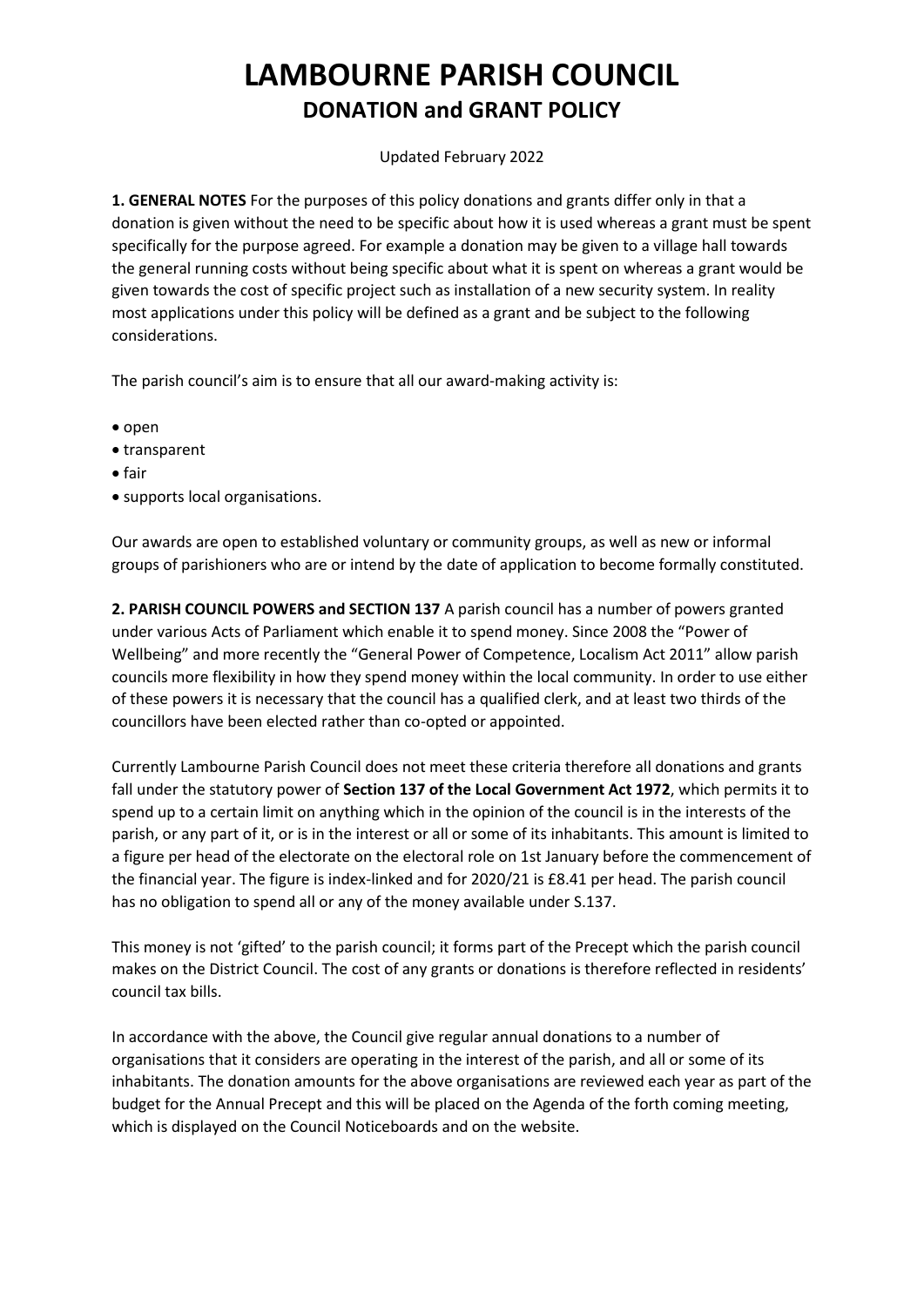# LAMBOURNE PARISH COUNCIL

## DONATION and GRANT POLICY

Updated February 2022

**1. GENERAL NOTES** For the purposes of this policy donations and grants differ only in that a donation is given without the need to be specific about how it is used whereas a grant must be spent specifically for the purpose agreed. For example a donation may be given to a village hall towards the general running costs without being specific about what it is spent on whereas a grant would be given towards the cost of specific project such as installation of a new security system. In reality most applications under this policy will be defined as a grant and be subject to the following considerations.

The parish council's aim is to ensure that all our award-making activity is:

- open
- transparent
- fair
- supports local organisations.

Our awards are open to established voluntary or community groups, as well as new or informal groups of parishioners who are or intend by the date of application to become formally constituted.

**2. PARISH COUNCIL POWERS and SECTION 137** A parish council has a number of powers granted under various Acts of Parliament which enable it to spend money. Since 2008 the "Power of Wellbeing" and more recently the "General Power of Competence, Localism Act 2011" allow parish councils more flexibility in how they spend money within the local community. In order to use either of these powers it is necessary that the council has a qualified clerk, and at least two thirds of the councillors have been elected rather than co-opted or appointed.

Currently Lambourne Parish Council does not meet these criteria therefore all donations and grants fall under the statutory power of **Section 137 of the Local Government Act 1972**, which permits it to spend up to a certain limit on anything which in the opinion of the council is in the interests of the parish, or any part of it, or is in the interest or all or some of its inhabitants. This amount is limited to a figure per head of the electorate on the electoral role on 1st January before the commencement of the financial year. The figure is index-linked and for 2020/21 is £8.41 per head. The parish council has no obligation to spend all or any of the money available under S.137.

This money is not 'gifted' to the parish council; it forms part of the Precept which the parish council makes on the District Council. The cost of any grants or donations is therefore reflected in residents' council tax bills.

In accordance with the above, the Council give regular annual donations to a number of organisations that it considers are operating in the interest of the parish, and all or some of its inhabitants. The donation amounts for the above organisations are reviewed each year as part of the budget for the Annual Precept and this will be placed on the Agenda of the forth coming meeting, which is displayed on the Council Noticeboards and on the website.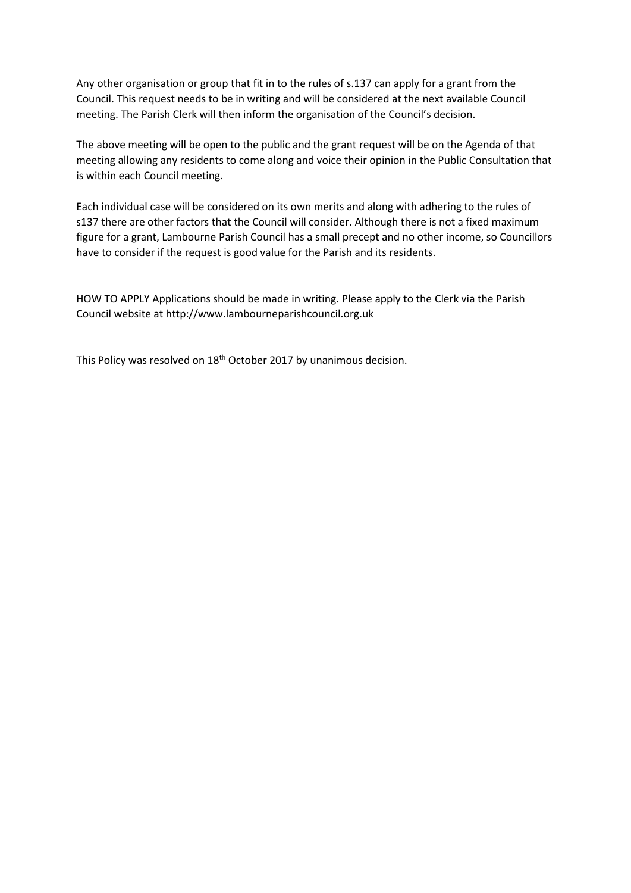Any other organisation or group that fit in to the rules of s.137 can apply for a grant from the Council. This request needs to be in writing and will be considered at the next available Council meeting. The Parish Clerk will then inform the organisation of the Council's decision.

The above meeting will be open to the public and the grant request will be on the Agenda of that meeting allowing any residents to come along and voice their opinion in the Public Consultation that is within each Council meeting.

Each individual case will be considered on its own merits and along with adhering to the rules of s137 there are other factors that the Council will consider. Although there is not a fixed maximum figure for a grant, Lambourne Parish Council has a small precept and no other income, so Councillors have to consider if the request is good value for the Parish and its residents.

HOW TO APPLY Applications should be made in writing. Please apply to the Clerk via the Parish Council website at http://www.lambourneparishcouncil.org.uk

This Policy was resolved on 18th October 2017 by unanimous decision.